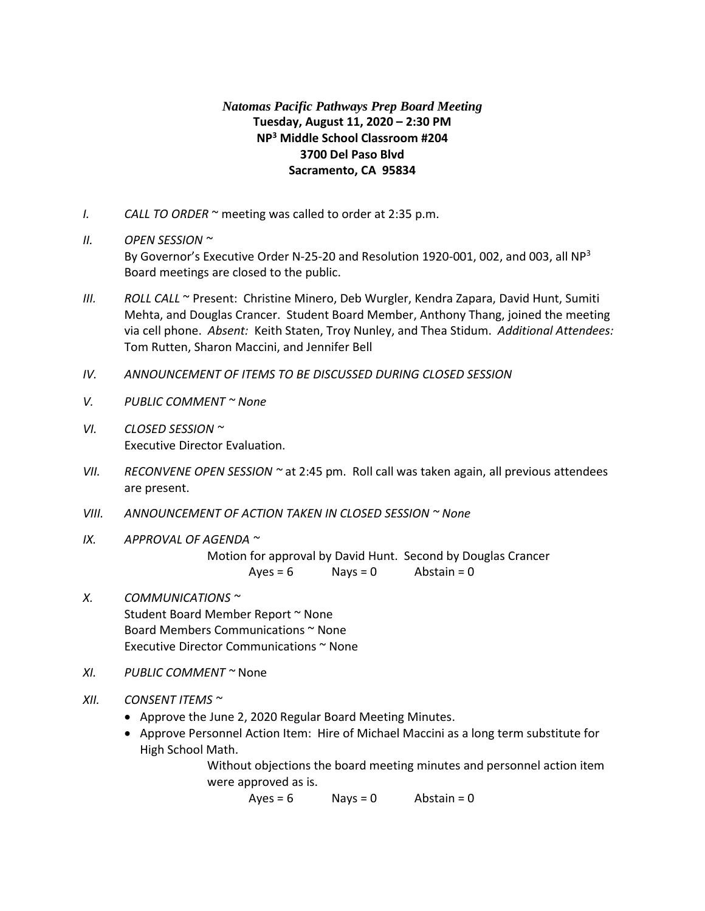***Natomas Pacific Pathways Prep Board Meeting***
**Tuesday, August 11, 2020 – 2:30 PM**
**NP$^3$ Middle School Classroom #204**
**3700 Del Paso Blvd**
**Sacramento, CA 95834**

I. *CALL TO ORDER* ~ meeting was called to order at 2:35 p.m.

II. *OPEN SESSION* ~
By Governor's Executive Order N-25-20 and Resolution 1920-001, 002, and 003, all NP$^3$ Board meetings are closed to the public.

III. *ROLL CALL* ~ Present: Christine Minero, Deb Wurgler, Kendra Zapara, David Hunt, Sumiti Mehta, and Douglas Crancer. Student Board Member, Anthony Thang, joined the meeting via cell phone. *Absent:* Keith Staten, Troy Nunley, and Thea Stidum. *Additional Attendees:* Tom Rutten, Sharon Maccini, and Jennifer Bell

IV. *ANNOUNCEMENT OF ITEMS TO BE DISCUSSED DURING CLOSED SESSION*

V. *PUBLIC COMMENT ~ None*

VI. *CLOSED SESSION* ~
Executive Director Evaluation.

VII. *RECONVENE OPEN SESSION* ~ at 2:45 pm. Roll call was taken again, all previous attendees are present.

VIII. *ANNOUNCEMENT OF ACTION TAKEN IN CLOSED SESSION ~ None*

IX. *APPROVAL OF AGENDA* ~

Motion for approval by David Hunt. Second by Douglas Crancer

Ayes = 6 Nays = 0 Abstain = 0

X. *COMMUNICATIONS* ~
Student Board Member Report ~ None
Board Members Communications ~ None
Executive Director Communications ~ None

XI. *PUBLIC COMMENT* ~ None

XII. *CONSENT ITEMS* ~

- Approve the June 2, 2020 Regular Board Meeting Minutes.
- Approve Personnel Action Item: Hire of Michael Maccini as a long term substitute for High School Math.

Without objections the board meeting minutes and personnel action item were approved as is.

Ayes = 6 Nays = 0 Abstain = 0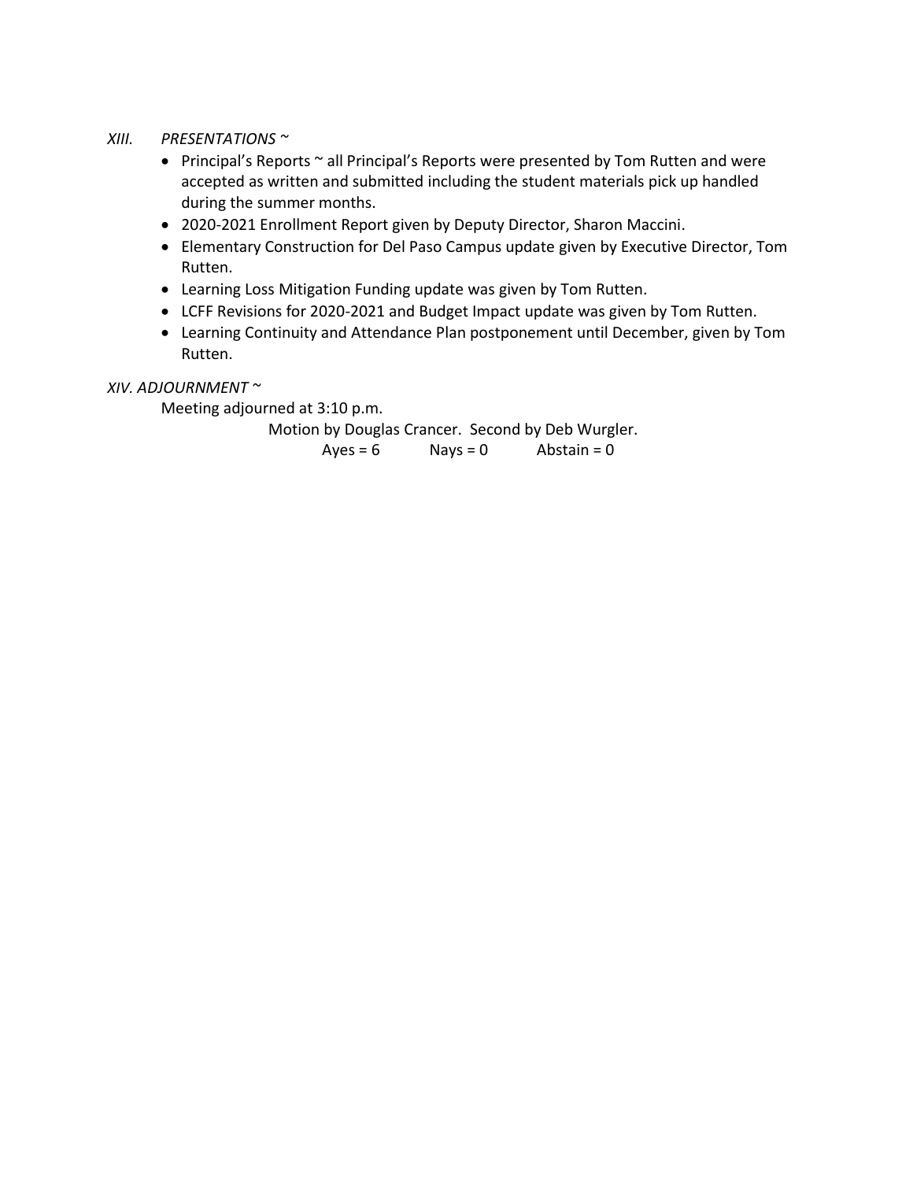*XIII. PRESENTATIONS ~*

- Principal's Reports ~ all Principal's Reports were presented by Tom Rutten and were accepted as written and submitted including the student materials pick up handled during the summer months.
- 2020-2021 Enrollment Report given by Deputy Director, Sharon Maccini.
- Elementary Construction for Del Paso Campus update given by Executive Director, Tom Rutten.
- Learning Loss Mitigation Funding update was given by Tom Rutten.
- LCFF Revisions for 2020-2021 and Budget Impact update was given by Tom Rutten.
- Learning Continuity and Attendance Plan postponement until December, given by Tom Rutten.

*XIV. ADJOURNMENT ~*

Meeting adjourned at 3:10 p.m.

Motion by Douglas Crancer. Second by Deb Wurgler.

Ayes = 6 Nays = 0 Abstain = 0